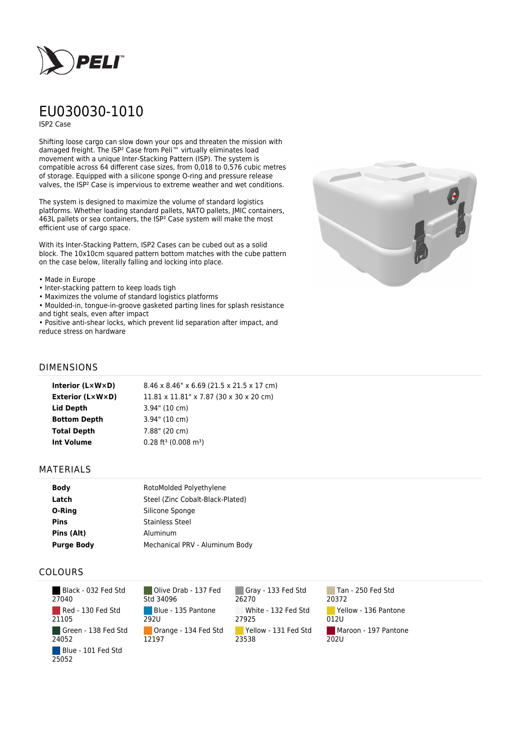# EU030030-1010

ISP2 Case

Shifting loose cargo can slow down your ops and threaten the mission with damaged freight. The ISP² Case from Peli™ virtually eliminates load movement with a unique Inter-Stacking Pattern (ISP). The system is compatible across 64 different case sizes, from 0,018 to 0,576 cubic metres of storage. Equipped with a silicone sponge O-ring and pressure release valves, the ISP² Case is impervious to extreme weather and wet conditions.

The system is designed to maximize the volume of standard logistics platforms. Whether loading standard pallets, NATO pallets, JMIC containers, 463L pallets or sea containers, the ISP² Case system will make the most efficient use of cargo space.

With its Inter-Stacking Pattern, ISP2 Cases can be cubed out as a solid block. The 10x10cm squared pattern bottom matches with the cube pattern on the case below, literally falling and locking into place.

- Made in Europe
- Inter-stacking pattern to keep loads tigh
- Maximizes the volume of standard logistics platforms
- Moulded-in, tongue-in-groove gasketed parting lines for splash resistance and tight seals, even after impact
- Positive anti-shear locks, which prevent lid separation after impact, and reduce stress on hardware

## DIMENSIONS

| | |
|---|---|
| **Interior (L×W×D)** | 8.46 x 8.46" x 6.69 (21.5 x 21.5 x 17 cm) |
| **Exterior (L×W×D)** | 11.81 x 11.81" x 7.87 (30 x 30 x 20 cm) |
| **Lid Depth** | 3.94" (10 cm) |
| **Bottom Depth** | 3.94" (10 cm) |
| **Total Depth** | 7.88" (20 cm) |
| **Int Volume** | 0.28 ft³ (0.008 m³) |

## MATERIALS

| | |
|---|---|
| **Body** | RotoMolded Polyethylene |
| **Latch** | Steel (Zinc Cobalt-Black-Plated) |
| **O-Ring** | Silicone Sponge |
| **Pins** | Stainless Steel |
| **Pins (Alt)** | Aluminum |
| **Purge Body** | Mechanical PRV - Aluminum Body |

## COLOURS

- Black - 032 Fed Std 27040
- Red - 130 Fed Std 21105
- Green - 138 Fed Std 24052
- Blue - 101 Fed Std 25052
- Olive Drab - 137 Fed Std 34096
- Blue - 135 Pantone 292U
- Orange - 134 Fed Std 12197
- Gray - 133 Fed Std 26270
- White - 132 Fed Std 27925
- Yellow - 131 Fed Std 23538
- Tan - 250 Fed Std 20372
- Yellow - 136 Pantone 012U
- Maroon - 197 Pantone 202U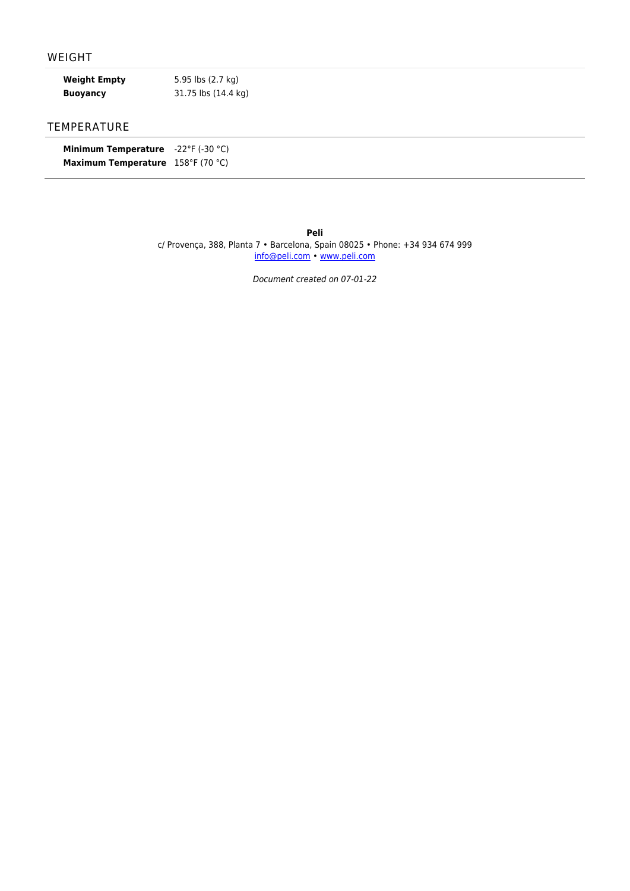## WEIGHT

| | |
|---|---|
| **Weight Empty** | 5.95 lbs (2.7 kg) |
| **Buoyancy** | 31.75 lbs (14.4 kg) |

## TEMPERATURE

| | |
|---|---|
| **Minimum Temperature** | -22°F (-30 °C) |
| **Maximum Temperature** | 158°F (70 °C) |

**Peli**
c/ Provença, 388, Planta 7 • Barcelona, Spain 08025 • Phone: +34 934 674 999
info@peli.com • www.peli.com

*Document created on 07-01-22*